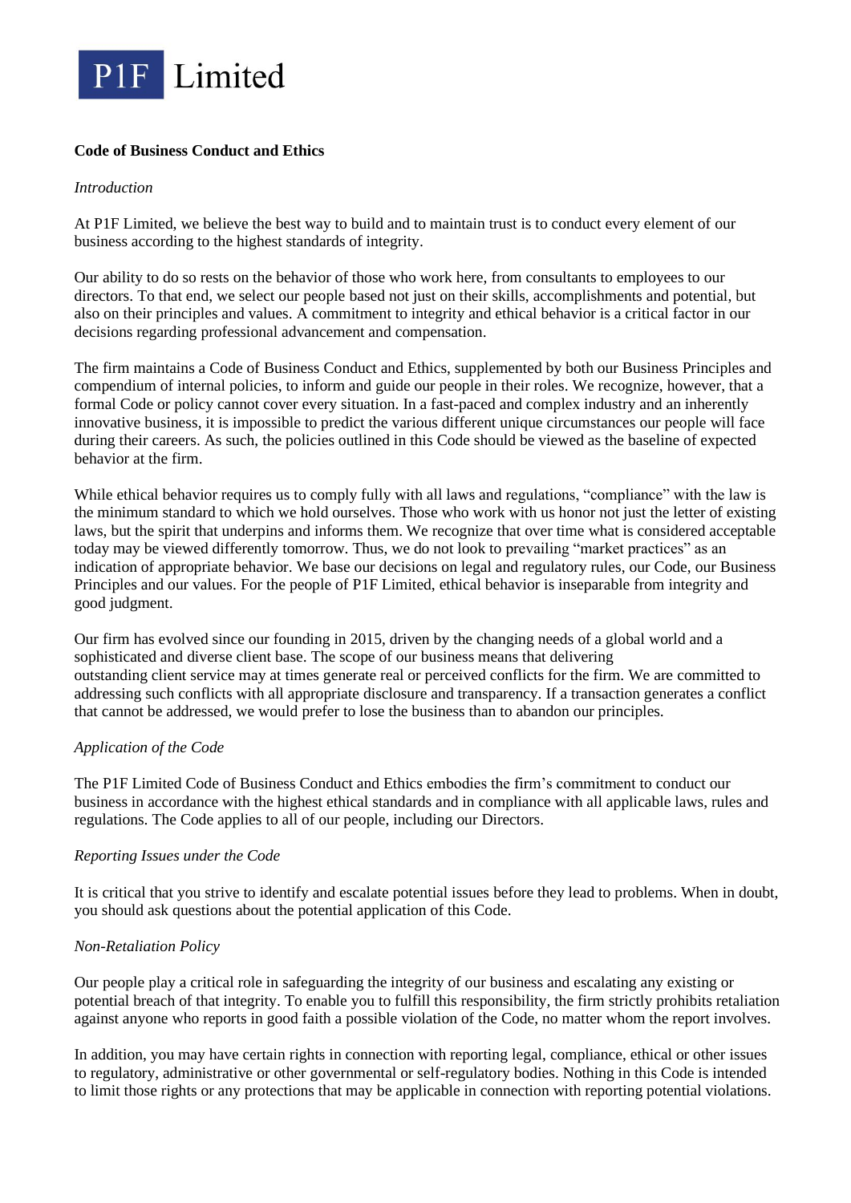P1F Limited

**Code of Business Conduct and Ethics**

*Introduction*

At P1F Limited, we believe the best way to build and to maintain trust is to conduct every element of our business according to the highest standards of integrity.

Our ability to do so rests on the behavior of those who work here, from consultants to employees to our directors. To that end, we select our people based not just on their skills, accomplishments and potential, but also on their principles and values. A commitment to integrity and ethical behavior is a critical factor in our decisions regarding professional advancement and compensation.

The firm maintains a Code of Business Conduct and Ethics, supplemented by both our Business Principles and compendium of internal policies, to inform and guide our people in their roles. We recognize, however, that a formal Code or policy cannot cover every situation. In a fast-paced and complex industry and an inherently innovative business, it is impossible to predict the various different unique circumstances our people will face during their careers. As such, the policies outlined in this Code should be viewed as the baseline of expected behavior at the firm.

While ethical behavior requires us to comply fully with all laws and regulations, "compliance" with the law is the minimum standard to which we hold ourselves. Those who work with us honor not just the letter of existing laws, but the spirit that underpins and informs them. We recognize that over time what is considered acceptable today may be viewed differently tomorrow. Thus, we do not look to prevailing "market practices" as an indication of appropriate behavior. We base our decisions on legal and regulatory rules, our Code, our Business Principles and our values. For the people of P1F Limited, ethical behavior is inseparable from integrity and good judgment.

Our firm has evolved since our founding in 2015, driven by the changing needs of a global world and a sophisticated and diverse client base. The scope of our business means that delivering outstanding client service may at times generate real or perceived conflicts for the firm. We are committed to addressing such conflicts with all appropriate disclosure and transparency. If a transaction generates a conflict that cannot be addressed, we would prefer to lose the business than to abandon our principles.

*Application of the Code*

The P1F Limited Code of Business Conduct and Ethics embodies the firm's commitment to conduct our business in accordance with the highest ethical standards and in compliance with all applicable laws, rules and regulations. The Code applies to all of our people, including our Directors.

*Reporting Issues under the Code*

It is critical that you strive to identify and escalate potential issues before they lead to problems. When in doubt, you should ask questions about the potential application of this Code.

*Non-Retaliation Policy*

Our people play a critical role in safeguarding the integrity of our business and escalating any existing or potential breach of that integrity. To enable you to fulfill this responsibility, the firm strictly prohibits retaliation against anyone who reports in good faith a possible violation of the Code, no matter whom the report involves.

In addition, you may have certain rights in connection with reporting legal, compliance, ethical or other issues to regulatory, administrative or other governmental or self-regulatory bodies. Nothing in this Code is intended to limit those rights or any protections that may be applicable in connection with reporting potential violations.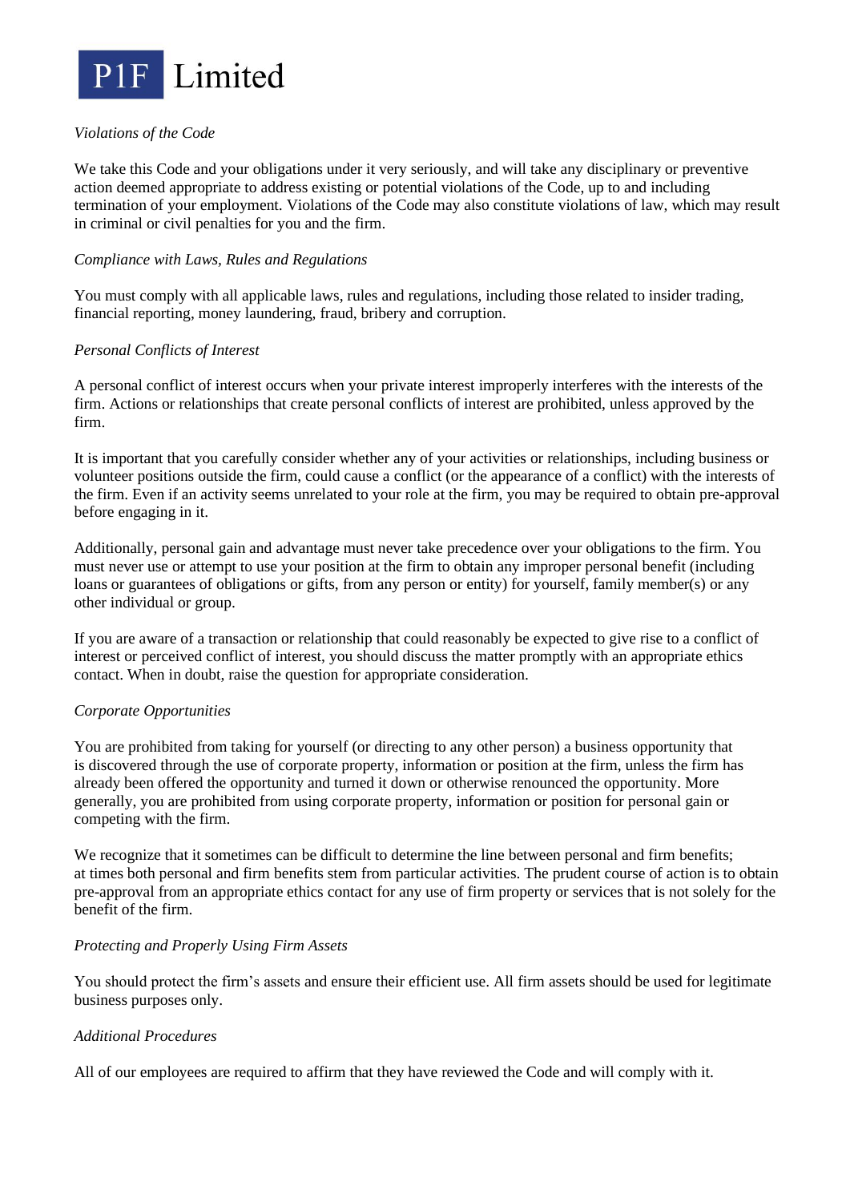*Violations of the Code*

We take this Code and your obligations under it very seriously, and will take any disciplinary or preventive action deemed appropriate to address existing or potential violations of the Code, up to and including termination of your employment. Violations of the Code may also constitute violations of law, which may result in criminal or civil penalties for you and the firm.

*Compliance with Laws, Rules and Regulations*

You must comply with all applicable laws, rules and regulations, including those related to insider trading, financial reporting, money laundering, fraud, bribery and corruption.

*Personal Conflicts of Interest*

A personal conflict of interest occurs when your private interest improperly interferes with the interests of the firm. Actions or relationships that create personal conflicts of interest are prohibited, unless approved by the firm.

It is important that you carefully consider whether any of your activities or relationships, including business or volunteer positions outside the firm, could cause a conflict (or the appearance of a conflict) with the interests of the firm. Even if an activity seems unrelated to your role at the firm, you may be required to obtain pre-approval before engaging in it.

Additionally, personal gain and advantage must never take precedence over your obligations to the firm. You must never use or attempt to use your position at the firm to obtain any improper personal benefit (including loans or guarantees of obligations or gifts, from any person or entity) for yourself, family member(s) or any other individual or group.

If you are aware of a transaction or relationship that could reasonably be expected to give rise to a conflict of interest or perceived conflict of interest, you should discuss the matter promptly with an appropriate ethics contact. When in doubt, raise the question for appropriate consideration.

*Corporate Opportunities*

You are prohibited from taking for yourself (or directing to any other person) a business opportunity that is discovered through the use of corporate property, information or position at the firm, unless the firm has already been offered the opportunity and turned it down or otherwise renounced the opportunity. More generally, you are prohibited from using corporate property, information or position for personal gain or competing with the firm.

We recognize that it sometimes can be difficult to determine the line between personal and firm benefits; at times both personal and firm benefits stem from particular activities. The prudent course of action is to obtain pre-approval from an appropriate ethics contact for any use of firm property or services that is not solely for the benefit of the firm.

*Protecting and Properly Using Firm Assets*

You should protect the firm's assets and ensure their efficient use. All firm assets should be used for legitimate business purposes only.

*Additional Procedures*

All of our employees are required to affirm that they have reviewed the Code and will comply with it.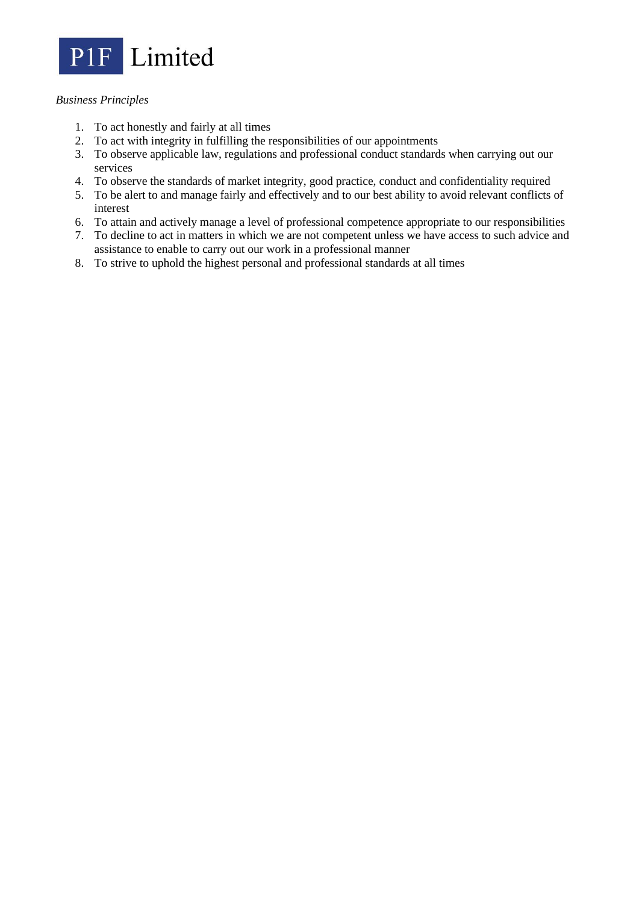P1F Limited

*Business Principles*

1. To act honestly and fairly at all times
2. To act with integrity in fulfilling the responsibilities of our appointments
3. To observe applicable law, regulations and professional conduct standards when carrying out our services
4. To observe the standards of market integrity, good practice, conduct and confidentiality required
5. To be alert to and manage fairly and effectively and to our best ability to avoid relevant conflicts of interest
6. To attain and actively manage a level of professional competence appropriate to our responsibilities
7. To decline to act in matters in which we are not competent unless we have access to such advice and assistance to enable to carry out our work in a professional manner
8. To strive to uphold the highest personal and professional standards at all times